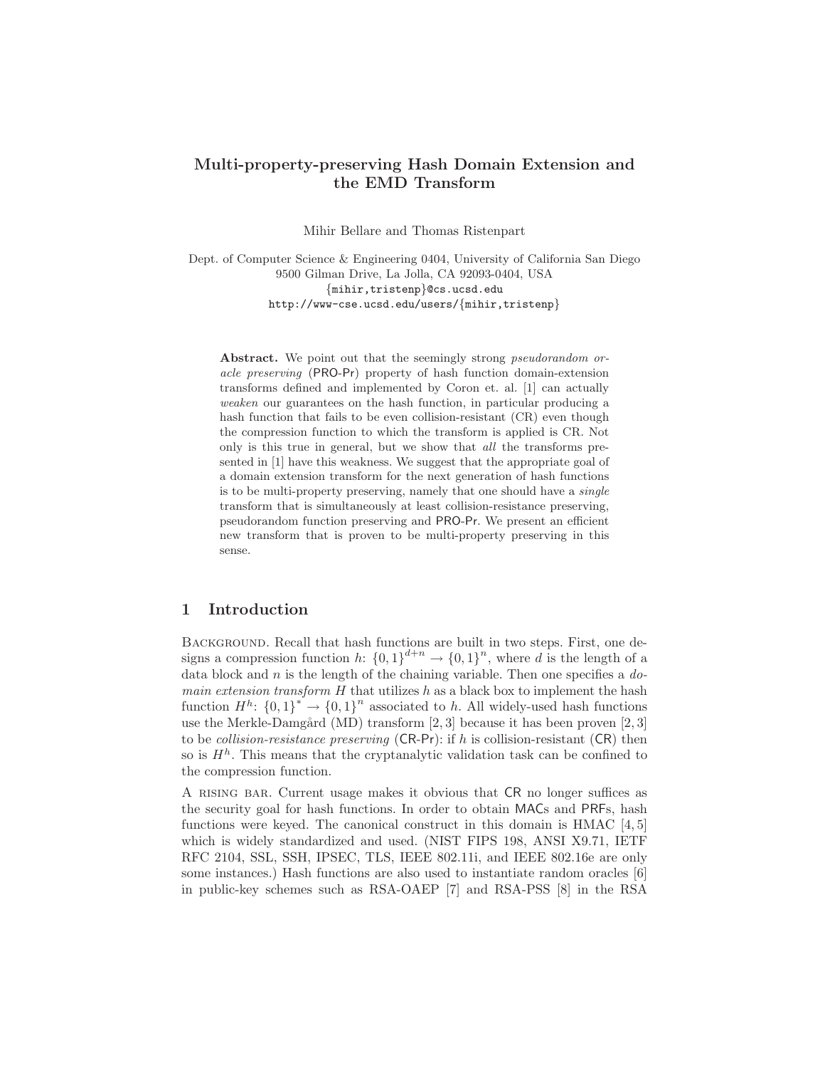# Multi-property-preserving Hash Domain Extension and the EMD Transform

Mihir Bellare and Thomas Ristenpart

Dept. of Computer Science & Engineering 0404, University of California San Diego
9500 Gilman Drive, La Jolla, CA 92093-0404, USA
{mihir,tristenp}@cs.ucsd.edu
http://www-cse.ucsd.edu/users/{mihir,tristenp}

**Abstract.** We point out that the seemingly strong *pseudorandom oracle preserving* (PRO-Pr) property of hash function domain-extension transforms defined and implemented by Coron et. al. [1] can actually *weaken* our guarantees on the hash function, in particular producing a hash function that fails to be even collision-resistant (CR) even though the compression function to which the transform is applied is CR. Not only is this true in general, but we show that *all* the transforms presented in [1] have this weakness. We suggest that the appropriate goal of a domain extension transform for the next generation of hash functions is to be multi-property preserving, namely that one should have a *single* transform that is simultaneously at least collision-resistance preserving, pseudorandom function preserving and PRO-Pr. We present an efficient new transform that is proven to be multi-property preserving in this sense.

## 1 Introduction

Background. Recall that hash functions are built in two steps. First, one designs a compression function $h\colon \{0,1\}^{d+n} \to \{0,1\}^n$, where $d$ is the length of a data block and $n$ is the length of the chaining variable. Then one specifies a *domain extension transform* $H$ that utilizes $h$ as a black box to implement the hash function $H^h\colon \{0,1\}^* \to \{0,1\}^n$ associated to $h$. All widely-used hash functions use the Merkle-Damgård (MD) transform [2, 3] because it has been proven [2, 3] to be *collision-resistance preserving* (CR-Pr): if $h$ is collision-resistant (CR) then so is $H^h$. This means that the cryptanalytic validation task can be confined to the compression function.

A rising bar. Current usage makes it obvious that CR no longer suffices as the security goal for hash functions. In order to obtain MACs and PRFs, hash functions were keyed. The canonical construct in this domain is HMAC [4, 5] which is widely standardized and used. (NIST FIPS 198, ANSI X9.71, IETF RFC 2104, SSL, SSH, IPSEC, TLS, IEEE 802.11i, and IEEE 802.16e are only some instances.) Hash functions are also used to instantiate random oracles [6] in public-key schemes such as RSA-OAEP [7] and RSA-PSS [8] in the RSA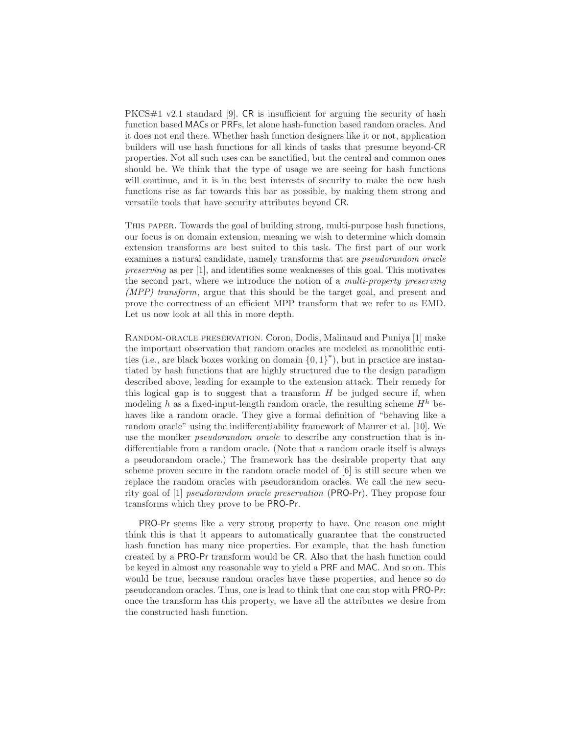PKCS#1 v2.1 standard [9]. CR is insufficient for arguing the security of hash function based MACs or PRFs, let alone hash-function based random oracles. And it does not end there. Whether hash function designers like it or not, application builders will use hash functions for all kinds of tasks that presume beyond-CR properties. Not all such uses can be sanctified, but the central and common ones should be. We think that the type of usage we are seeing for hash functions will continue, and it is in the best interests of security to make the new hash functions rise as far towards this bar as possible, by making them strong and versatile tools that have security attributes beyond CR.

THIS PAPER. Towards the goal of building strong, multi-purpose hash functions, our focus is on domain extension, meaning we wish to determine which domain extension transforms are best suited to this task. The first part of our work examines a natural candidate, namely transforms that are *pseudorandom oracle preserving* as per [1], and identifies some weaknesses of this goal. This motivates the second part, where we introduce the notion of a *multi-property preserving (MPP) transform*, argue that this should be the target goal, and present and prove the correctness of an efficient MPP transform that we refer to as EMD. Let us now look at all this in more depth.

RANDOM-ORACLE PRESERVATION. Coron, Dodis, Malinaud and Puniya [1] make the important observation that random oracles are modeled as monolithic entities (i.e., are black boxes working on domain $\{0,1\}^*$), but in practice are instantiated by hash functions that are highly structured due to the design paradigm described above, leading for example to the extension attack. Their remedy for this logical gap is to suggest that a transform $H$ be judged secure if, when modeling $h$ as a fixed-input-length random oracle, the resulting scheme $H^h$ behaves like a random oracle. They give a formal definition of "behaving like a random oracle" using the indifferentiability framework of Maurer et al. [10]. We use the moniker *pseudorandom oracle* to describe any construction that is indifferentiable from a random oracle. (Note that a random oracle itself is always a pseudorandom oracle.) The framework has the desirable property that any scheme proven secure in the random oracle model of [6] is still secure when we replace the random oracles with pseudorandom oracles. We call the new security goal of [1] *pseudorandom oracle preservation* (PRO-Pr). They propose four transforms which they prove to be PRO-Pr.

PRO-Pr seems like a very strong property to have. One reason one might think this is that it appears to automatically guarantee that the constructed hash function has many nice properties. For example, that the hash function created by a PRO-Pr transform would be CR. Also that the hash function could be keyed in almost any reasonable way to yield a PRF and MAC. And so on. This would be true, because random oracles have these properties, and hence so do pseudorandom oracles. Thus, one is lead to think that one can stop with PRO-Pr: once the transform has this property, we have all the attributes we desire from the constructed hash function.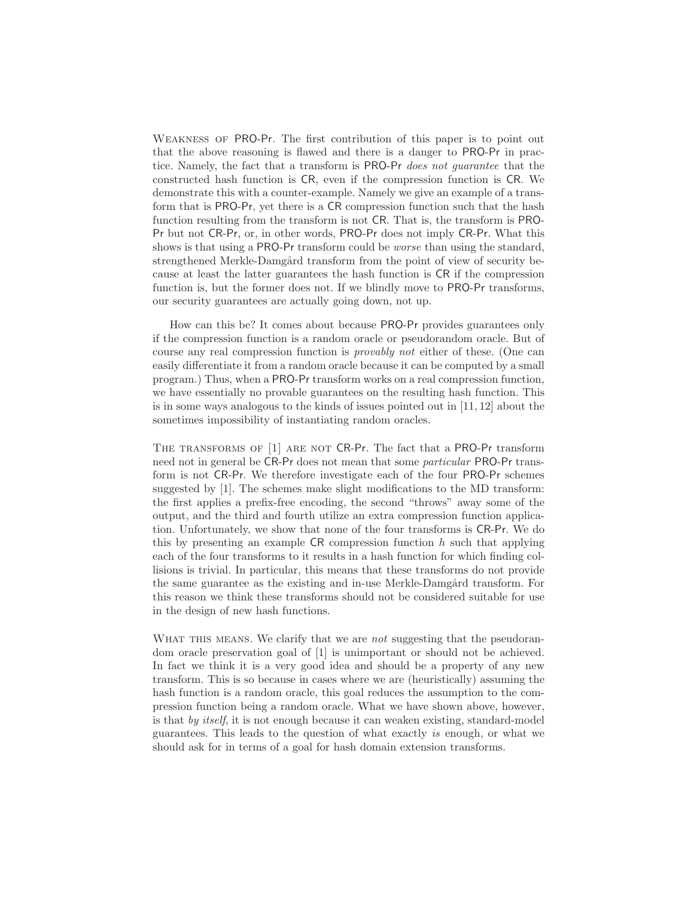**Weakness of PRO-Pr.** The first contribution of this paper is to point out that the above reasoning is flawed and there is a danger to PRO-Pr in practice. Namely, the fact that a transform is PRO-Pr *does not guarantee* that the constructed hash function is CR, even if the compression function is CR. We demonstrate this with a counter-example. Namely we give an example of a transform that is PRO-Pr, yet there is a CR compression function such that the hash function resulting from the transform is not CR. That is, the transform is PRO-Pr but not CR-Pr, or, in other words, PRO-Pr does not imply CR-Pr. What this shows is that using a PRO-Pr transform could be *worse* than using the standard, strengthened Merkle-Damgård transform from the point of view of security because at least the latter guarantees the hash function is CR if the compression function is, but the former does not. If we blindly move to PRO-Pr transforms, our security guarantees are actually going down, not up.

How can this be? It comes about because PRO-Pr provides guarantees only if the compression function is a random oracle or pseudorandom oracle. But of course any real compression function is *provably not* either of these. (One can easily differentiate it from a random oracle because it can be computed by a small program.) Thus, when a PRO-Pr transform works on a real compression function, we have essentially no provable guarantees on the resulting hash function. This is in some ways analogous to the kinds of issues pointed out in [11, 12] about the sometimes impossibility of instantiating random oracles.

**The transforms of [1] are not CR-Pr.** The fact that a PRO-Pr transform need not in general be CR-Pr does not mean that some *particular* PRO-Pr transform is not CR-Pr. We therefore investigate each of the four PRO-Pr schemes suggested by [1]. The schemes make slight modifications to the MD transform: the first applies a prefix-free encoding, the second "throws" away some of the output, and the third and fourth utilize an extra compression function application. Unfortunately, we show that none of the four transforms is CR-Pr. We do this by presenting an example CR compression function $h$ such that applying each of the four transforms to it results in a hash function for which finding collisions is trivial. In particular, this means that these transforms do not provide the same guarantee as the existing and in-use Merkle-Damgård transform. For this reason we think these transforms should not be considered suitable for use in the design of new hash functions.

**What this means.** We clarify that we are *not* suggesting that the pseudorandom oracle preservation goal of [1] is unimportant or should not be achieved. In fact we think it is a very good idea and should be a property of any new transform. This is so because in cases where we are (heuristically) assuming the hash function is a random oracle, this goal reduces the assumption to the compression function being a random oracle. What we have shown above, however, is that *by itself*, it is not enough because it can weaken existing, standard-model guarantees. This leads to the question of what exactly *is* enough, or what we should ask for in terms of a goal for hash domain extension transforms.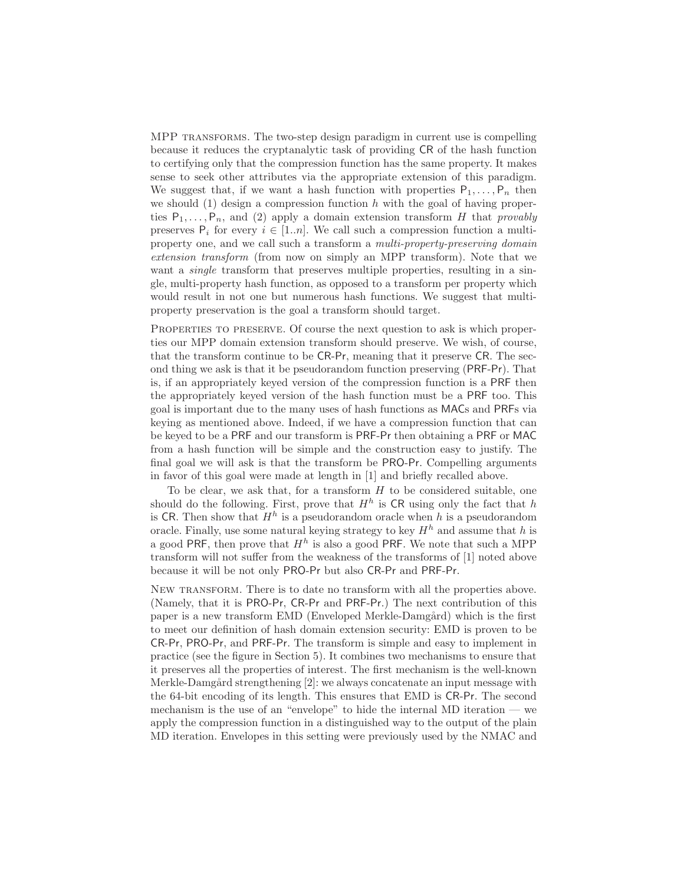**MPP transforms.** The two-step design paradigm in current use is compelling because it reduces the cryptanalytic task of providing CR of the hash function to certifying only that the compression function has the same property. It makes sense to seek other attributes via the appropriate extension of this paradigm. We suggest that, if we want a hash function with properties $\mathsf{P}_1, \ldots, \mathsf{P}_n$ then we should (1) design a compression function $h$ with the goal of having properties $\mathsf{P}_1, \ldots, \mathsf{P}_n$, and (2) apply a domain extension transform $H$ that *provably* preserves $\mathsf{P}_i$ for every $i \in [1..n]$. We call such a compression function a multi-property one, and we call such a transform a *multi-property-preserving domain extension transform* (from now on simply an MPP transform). Note that we want a *single* transform that preserves multiple properties, resulting in a single, multi-property hash function, as opposed to a transform per property which would result in not one but numerous hash functions. We suggest that multi-property preservation is the goal a transform should target.

**Properties to preserve.** Of course the next question to ask is which properties our MPP domain extension transform should preserve. We wish, of course, that the transform continue to be CR-Pr, meaning that it preserve CR. The second thing we ask is that it be pseudorandom function preserving (PRF-Pr). That is, if an appropriately keyed version of the compression function is a PRF then the appropriately keyed version of the hash function must be a PRF too. This goal is important due to the many uses of hash functions as MACs and PRFs via keying as mentioned above. Indeed, if we have a compression function that can be keyed to be a PRF and our transform is PRF-Pr then obtaining a PRF or MAC from a hash function will be simple and the construction easy to justify. The final goal we will ask is that the transform be PRO-Pr. Compelling arguments in favor of this goal were made at length in [1] and briefly recalled above.

To be clear, we ask that, for a transform $H$ to be considered suitable, one should do the following. First, prove that $H^h$ is CR using only the fact that $h$ is CR. Then show that $H^h$ is a pseudorandom oracle when $h$ is a pseudorandom oracle. Finally, use some natural keying strategy to key $H^h$ and assume that $h$ is a good PRF, then prove that $H^h$ is also a good PRF. We note that such a MPP transform will not suffer from the weakness of the transforms of [1] noted above because it will be not only PRO-Pr but also CR-Pr and PRF-Pr.

**New transform.** There is to date no transform with all the properties above. (Namely, that it is PRO-Pr, CR-Pr and PRF-Pr.) The next contribution of this paper is a new transform EMD (Enveloped Merkle-Damgård) which is the first to meet our definition of hash domain extension security: EMD is proven to be CR-Pr, PRO-Pr, and PRF-Pr. The transform is simple and easy to implement in practice (see the figure in Section 5). It combines two mechanisms to ensure that it preserves all the properties of interest. The first mechanism is the well-known Merkle-Damgård strengthening [2]: we always concatenate an input message with the 64-bit encoding of its length. This ensures that EMD is CR-Pr. The second mechanism is the use of an "envelope" to hide the internal MD iteration — we apply the compression function in a distinguished way to the output of the plain MD iteration. Envelopes in this setting were previously used by the NMAC and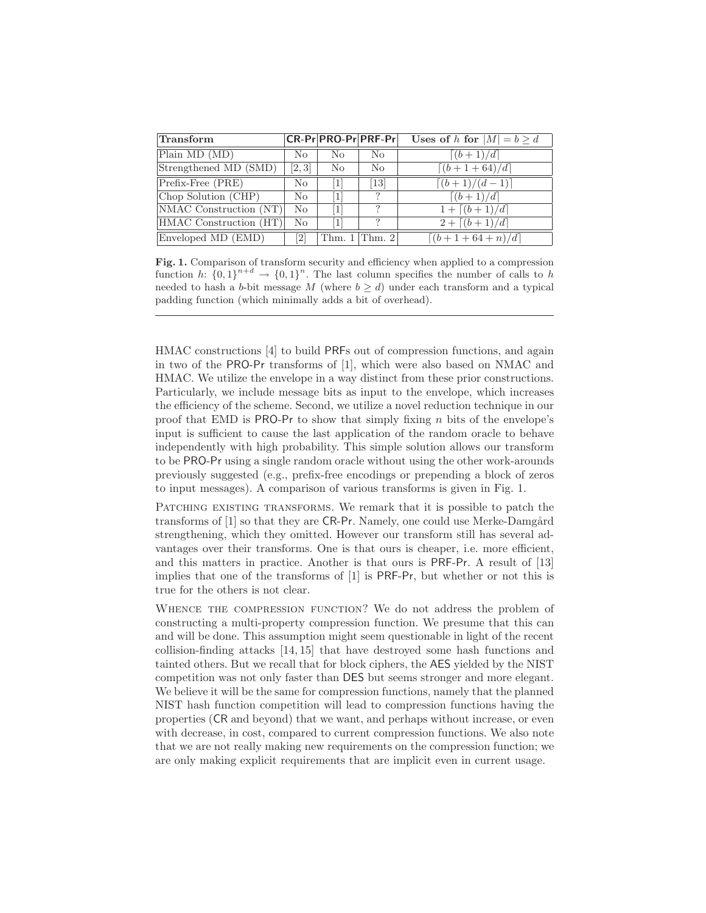| Transform | CR-Pr | PRO-Pr | PRF-Pr | Uses of $h$ for $|M| = b \geq d$ |
|---|---|---|---|---|
| Plain MD (MD) | No | No | No | $\lceil (b+1)/d \rceil$ |
| Strengthened MD (SMD) | [2, 3] | No | No | $\lceil (b+1+64)/d \rceil$ |
| Prefix-Free (PRE) | No | [1] | [13] | $\lceil (b+1)/(d-1) \rceil$ |
| Chop Solution (CHP) | No | [1] | ? | $\lceil (b+1)/d \rceil$ |
| NMAC Construction (NT) | No | [1] | ? | $1 + \lceil (b+1)/d \rceil$ |
| HMAC Construction (HT) | No | [1] | ? | $2 + \lceil (b+1)/d \rceil$ |
| Enveloped MD (EMD) | [2] | Thm. 1 | Thm. 2 | $\lceil (b+1+64+n)/d \rceil$ |

**Fig. 1.** Comparison of transform security and efficiency when applied to a compression function $h$: $\{0,1\}^{n+d} \rightarrow \{0,1\}^n$. The last column specifies the number of calls to $h$ needed to hash a $b$-bit message $M$ (where $b \geq d$) under each transform and a typical padding function (which minimally adds a bit of overhead).

---

HMAC constructions [4] to build PRFs out of compression functions, and again in two of the PRO-Pr transforms of [1], which were also based on NMAC and HMAC. We utilize the envelope in a way distinct from these prior constructions. Particularly, we include message bits as input to the envelope, which increases the efficiency of the scheme. Second, we utilize a novel reduction technique in our proof that EMD is PRO-Pr to show that simply fixing $n$ bits of the envelope's input is sufficient to cause the last application of the random oracle to behave independently with high probability. This simple solution allows our transform to be PRO-Pr using a single random oracle without using the other work-arounds previously suggested (e.g., prefix-free encodings or prepending a block of zeros to input messages). A comparison of various transforms is given in Fig. 1.

PATCHING EXISTING TRANSFORMS. We remark that it is possible to patch the transforms of [1] so that they are CR-Pr. Namely, one could use Merke-Damgård strengthening, which they omitted. However our transform still has several advantages over their transforms. One is that ours is cheaper, i.e. more efficient, and this matters in practice. Another is that ours is PRF-Pr. A result of [13] implies that one of the transforms of [1] is PRF-Pr, but whether or not this is true for the others is not clear.

WHENCE THE COMPRESSION FUNCTION? We do not address the problem of constructing a multi-property compression function. We presume that this can and will be done. This assumption might seem questionable in light of the recent collision-finding attacks [14, 15] that have destroyed some hash functions and tainted others. But we recall that for block ciphers, the AES yielded by the NIST competition was not only faster than DES but seems stronger and more elegant. We believe it will be the same for compression functions, namely that the planned NIST hash function competition will lead to compression functions having the properties (CR and beyond) that we want, and perhaps without increase, or even with decrease, in cost, compared to current compression functions. We also note that we are not really making new requirements on the compression function; we are only making explicit requirements that are implicit even in current usage.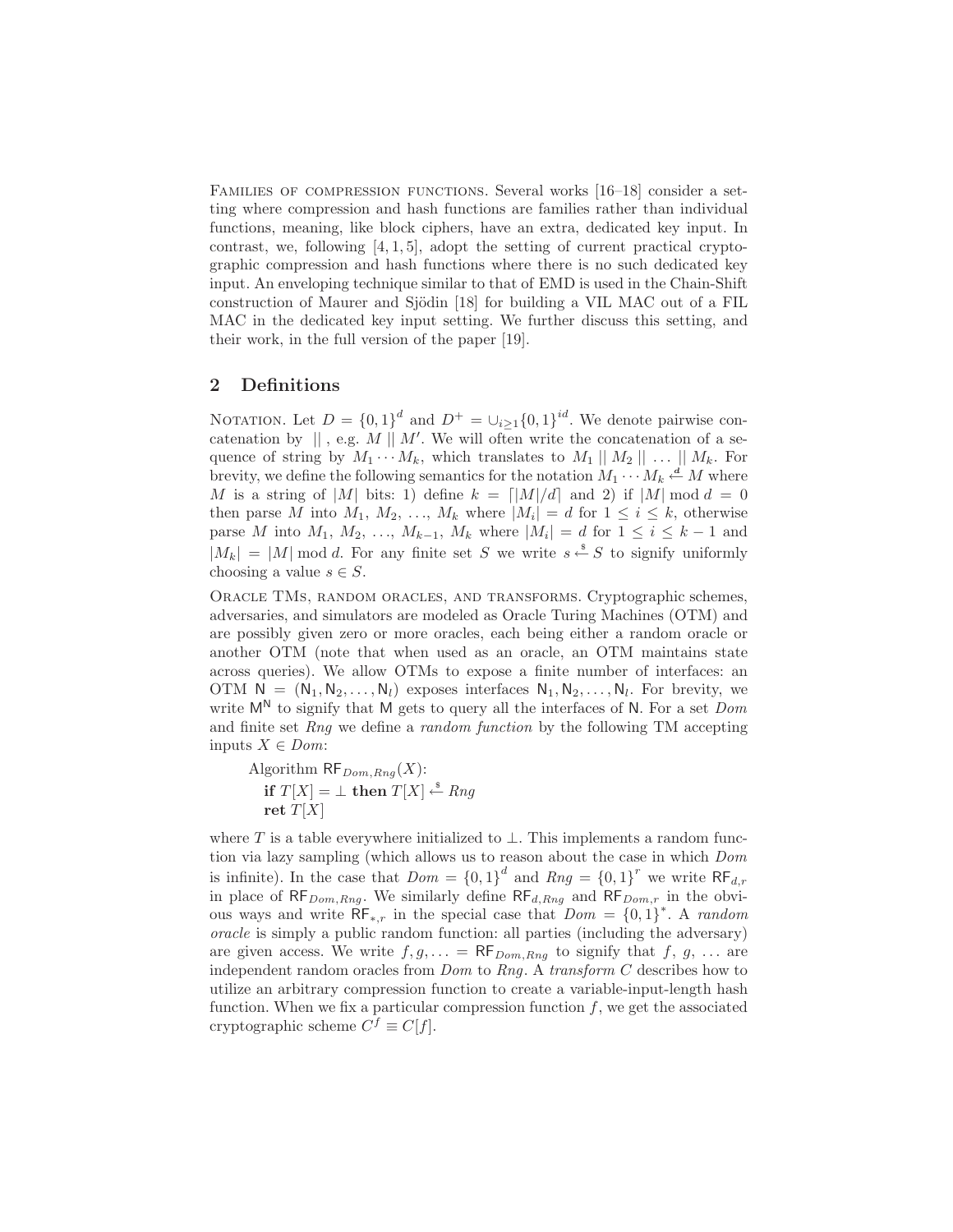Families of compression functions. Several works [16–18] consider a setting where compression and hash functions are families rather than individual functions, meaning, like block ciphers, have an extra, dedicated key input. In contrast, we, following [4, 1, 5], adopt the setting of current practical cryptographic compression and hash functions where there is no such dedicated key input. An enveloping technique similar to that of EMD is used in the Chain-Shift construction of Maurer and Sjödin [18] for building a VIL MAC out of a FIL MAC in the dedicated key input setting. We further discuss this setting, and their work, in the full version of the paper [19].

## 2 Definitions

Notation. Let $D = \{0,1\}^d$ and $D^+ = \cup_{i \geq 1}\{0,1\}^{id}$. We denote pairwise concatenation by $\|$ , e.g. $M \,\|\, M'$. We will often write the concatenation of a sequence of string by $M_1 \cdots M_k$, which translates to $M_1 \,\|\, M_2 \,\|\, \ldots \,\|\, M_k$. For brevity, we define the following semantics for the notation $M_1 \cdots M_k \xleftarrow{d} M$ where $M$ is a string of $|M|$ bits: 1) define $k = \lceil |M|/d \rceil$ and 2) if $|M| \bmod d = 0$ then parse $M$ into $M_1, M_2, \ldots, M_k$ where $|M_i| = d$ for $1 \leq i \leq k$, otherwise parse $M$ into $M_1, M_2, \ldots, M_{k-1}, M_k$ where $|M_i| = d$ for $1 \leq i \leq k-1$ and $|M_k| = |M| \bmod d$. For any finite set $S$ we write $s \xleftarrow{\$} S$ to signify uniformly choosing a value $s \in S$.

Oracle TMs, random oracles, and transforms. Cryptographic schemes, adversaries, and simulators are modeled as Oracle Turing Machines (OTM) and are possibly given zero or more oracles, each being either a random oracle or another OTM (note that when used as an oracle, an OTM maintains state across queries). We allow OTMs to expose a finite number of interfaces: an OTM $\mathsf{N} = (\mathsf{N}_1, \mathsf{N}_2, \ldots, \mathsf{N}_l)$ exposes interfaces $\mathsf{N}_1, \mathsf{N}_2, \ldots, \mathsf{N}_l$. For brevity, we write $\mathsf{M}^{\mathsf{N}}$ to signify that $\mathsf{M}$ gets to query all the interfaces of $\mathsf{N}$. For a set *Dom* and finite set *Rng* we define a *random function* by the following TM accepting inputs $X \in \mathit{Dom}$:

Algorithm $\mathsf{RF}_{\mathit{Dom},\mathit{Rng}}(X)$:
  **if** $T[X] = \perp$ **then** $T[X] \xleftarrow{\$} \mathit{Rng}$
  **ret** $T[X]$

where $T$ is a table everywhere initialized to $\perp$. This implements a random function via lazy sampling (which allows us to reason about the case in which *Dom* is infinite). In the case that $\mathit{Dom} = \{0,1\}^d$ and $\mathit{Rng} = \{0,1\}^r$ we write $\mathsf{RF}_{d,r}$ in place of $\mathsf{RF}_{\mathit{Dom},\mathit{Rng}}$. We similarly define $\mathsf{RF}_{d,\mathit{Rng}}$ and $\mathsf{RF}_{\mathit{Dom},r}$ in the obvious ways and write $\mathsf{RF}_{*,r}$ in the special case that $\mathit{Dom} = \{0,1\}^*$. A *random oracle* is simply a public random function: all parties (including the adversary) are given access. We write $f, g, \ldots = \mathsf{RF}_{\mathit{Dom},\mathit{Rng}}$ to signify that $f$, $g$, $\ldots$ are independent random oracles from *Dom* to *Rng*. A *transform* $C$ describes how to utilize an arbitrary compression function to create a variable-input-length hash function. When we fix a particular compression function $f$, we get the associated cryptographic scheme $C^f \equiv C[f]$.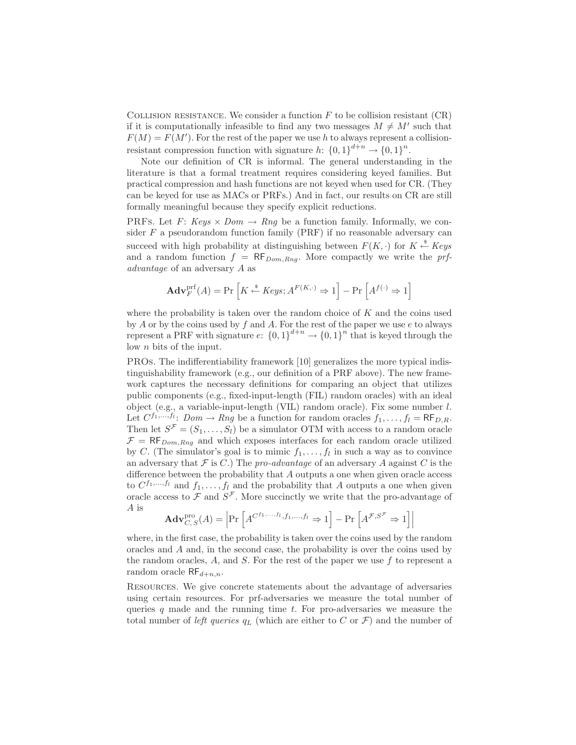Collision resistance. We consider a function $F$ to be collision resistant (CR) if it is computationally infeasible to find any two messages $M \neq M'$ such that $F(M) = F(M')$. For the rest of the paper we use $h$ to always represent a collision-resistant compression function with signature $h\colon \{0,1\}^{d+n} \to \{0,1\}^n$.

Note our definition of CR is informal. The general understanding in the literature is that a formal treatment requires considering keyed families. But practical compression and hash functions are not keyed when used for CR. (They can be keyed for use as MACs or PRFs.) And in fact, our results on CR are still formally meaningful because they specify explicit reductions.

PRFs. Let $F\colon \mathit{Keys} \times \mathit{Dom} \to \mathit{Rng}$ be a function family. Informally, we consider $F$ a pseudorandom function family (PRF) if no reasonable adversary can succeed with high probability at distinguishing between $F(K, \cdot)$ for $K \xleftarrow{\$} \mathit{Keys}$ and a random function $f = \mathsf{RF}_{\mathit{Dom},\mathit{Rng}}$. More compactly we write the *prf-advantage* of an adversary $A$ as

$$\mathbf{Adv}_F^{\mathrm{prf}}(A) = \Pr\left[K \xleftarrow{\$} \mathit{Keys}; A^{F(K,\cdot)} \Rightarrow 1\right] - \Pr\left[A^{f(\cdot)} \Rightarrow 1\right]$$

where the probability is taken over the random choice of $K$ and the coins used by $A$ or by the coins used by $f$ and $A$. For the rest of the paper we use $e$ to always represent a PRF with signature $e\colon \{0,1\}^{d+n} \to \{0,1\}^n$ that is keyed through the low $n$ bits of the input.

PROs. The indifferentiability framework [10] generalizes the more typical indistinguishability framework (e.g., our definition of a PRF above). The new framework captures the necessary definitions for comparing an object that utilizes public components (e.g., fixed-input-length (FIL) random oracles) with an ideal object (e.g., a variable-input-length (VIL) random oracle). Fix some number $l$. Let $C^{f_1,\ldots,f_l}\colon \mathit{Dom} \to \mathit{Rng}$ be a function for random oracles $f_1, \ldots, f_l = \mathsf{RF}_{D,R}$. Then let $S^{\mathcal{F}} = (S_1, \ldots, S_l)$ be a simulator OTM with access to a random oracle $\mathcal{F} = \mathsf{RF}_{\mathit{Dom},\mathit{Rng}}$ and which exposes interfaces for each random oracle utilized by $C$. (The simulator's goal is to mimic $f_1, \ldots, f_l$ in such a way as to convince an adversary that $\mathcal{F}$ is $C$.) The *pro-advantage* of an adversary $A$ against $C$ is the difference between the probability that $A$ outputs a one when given oracle access to $C^{f_1,\ldots,f_l}$ and $f_1, \ldots, f_l$ and the probability that $A$ outputs a one when given oracle access to $\mathcal{F}$ and $S^{\mathcal{F}}$. More succinctly we write that the pro-advantage of $A$ is

$$\mathbf{Adv}_{C,\,S}^{\mathrm{pro}}(A) = \left|\Pr\left[A^{C^{f_1,\ldots,f_l}, f_1,\ldots,f_l} \Rightarrow 1\right] - \Pr\left[A^{\mathcal{F}, S^{\mathcal{F}}} \Rightarrow 1\right]\right|$$

where, in the first case, the probability is taken over the coins used by the random oracles and $A$ and, in the second case, the probability is over the coins used by the random oracles, $A$, and $S$. For the rest of the paper we use $f$ to represent a random oracle $\mathsf{RF}_{d+n,n}$.

Resources. We give concrete statements about the advantage of adversaries using certain resources. For prf-adversaries we measure the total number of queries $q$ made and the running time $t$. For pro-adversaries we measure the total number of *left queries* $q_L$ (which are either to $C$ or $\mathcal{F}$) and the number of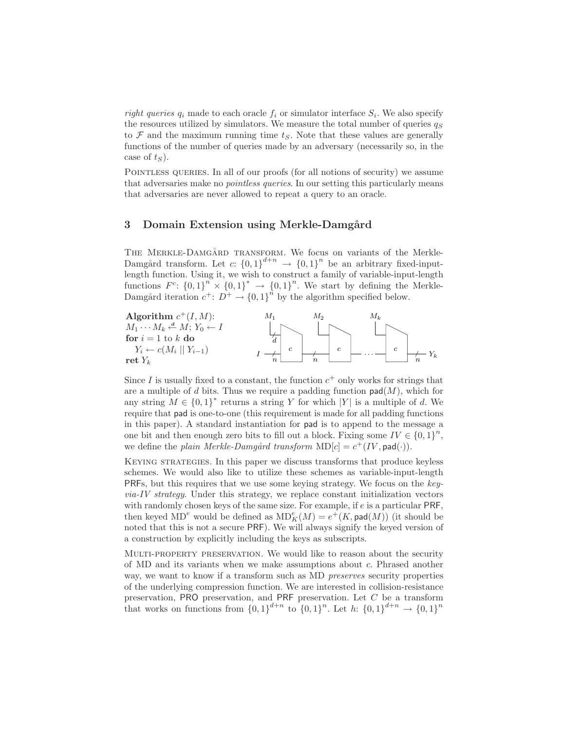*right queries* $q_i$ made to each oracle $f_i$ or simulator interface $S_i$. We also specify the resources utilized by simulators. We measure the total number of queries $q_S$ to $\mathcal{F}$ and the maximum running time $t_S$. Note that these values are generally functions of the number of queries made by an adversary (necessarily so, in the case of $t_S$).

Pointless queries. In all of our proofs (for all notions of security) we assume that adversaries make no *pointless queries*. In our setting this particularly means that adversaries are never allowed to repeat a query to an oracle.

## 3 Domain Extension using Merkle-Damgård

The Merkle-Damgård transform. We focus on variants of the Merkle-Damgård transform. Let $c$: $\{0,1\}^{d+n} \rightarrow \{0,1\}^n$ be an arbitrary fixed-input-length function. Using it, we wish to construct a family of variable-input-length functions $F^c$: $\{0,1\}^n \times \{0,1\}^* \rightarrow \{0,1\}^n$. We start by defining the Merkle-Damgård iteration $c^+$: $D^+ \rightarrow \{0,1\}^n$ by the algorithm specified below.

**Algorithm** $c^+(I, M)$:
$M_1 \cdots M_k \overset{d}{\leftarrow} M$; $Y_0 \leftarrow I$
**for** $i = 1$ to $k$ **do**
  $Y_i \leftarrow c(M_i \,||\, Y_{i-1})$
**ret** $Y_k$

Since $I$ is usually fixed to a constant, the function $c^+$ only works for strings that are a multiple of $d$ bits. Thus we require a padding function $\mathsf{pad}(M)$, which for any string $M \in \{0,1\}^*$ returns a string $Y$ for which $|Y|$ is a multiple of $d$. We require that $\mathsf{pad}$ is one-to-one (this requirement is made for all padding functions in this paper). A standard instantiation for $\mathsf{pad}$ is to append to the message a one bit and then enough zero bits to fill out a block. Fixing some $IV \in \{0,1\}^n$, we define the *plain Merkle-Damgård transform* $\mathrm{MD}[c] = c^+(IV, \mathsf{pad}(\cdot))$.

Keying strategies. In this paper we discuss transforms that produce keyless schemes. We would also like to utilize these schemes as variable-input-length PRFs, but this requires that we use some keying strategy. We focus on the *key-via-IV strategy*. Under this strategy, we replace constant initialization vectors with randomly chosen keys of the same size. For example, if $e$ is a particular PRF, then keyed $\mathrm{MD}^e$ would be defined as $\mathrm{MD}^e_K(M) = e^+(K, \mathsf{pad}(M))$ (it should be noted that this is not a secure PRF). We will always signify the keyed version of a construction by explicitly including the keys as subscripts.

Multi-property preservation. We would like to reason about the security of MD and its variants when we make assumptions about $c$. Phrased another way, we want to know if a transform such as MD *preserves* security properties of the underlying compression function. We are interested in collision-resistance preservation, PRO preservation, and PRF preservation. Let $C$ be a transform that works on functions from $\{0,1\}^{d+n}$ to $\{0,1\}^n$. Let $h$: $\{0,1\}^{d+n} \rightarrow \{0,1\}^n$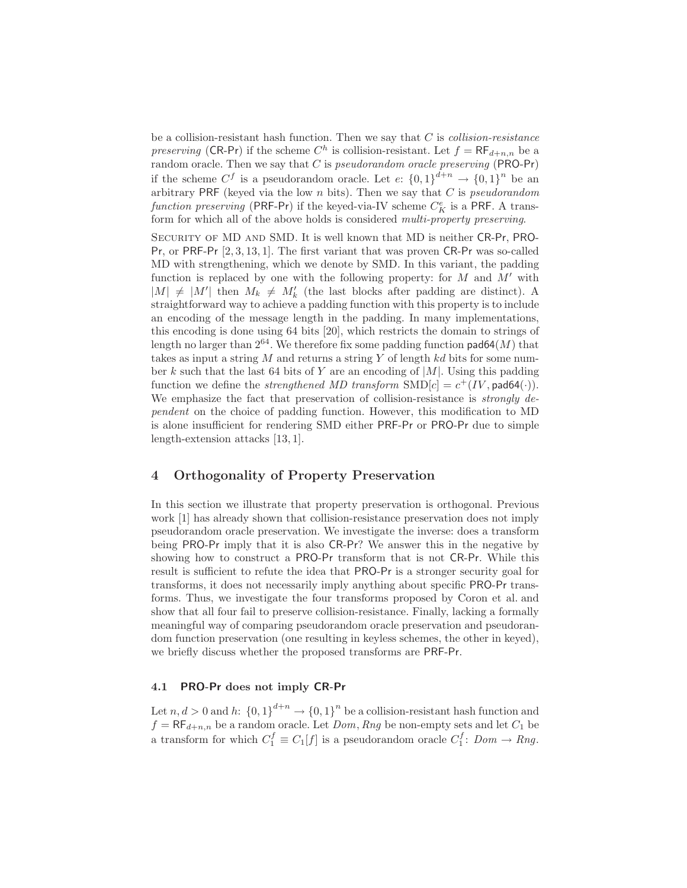be a collision-resistant hash function. Then we say that $C$ is *collision-resistance preserving* (CR-Pr) if the scheme $C^h$ is collision-resistant. Let $f = \mathsf{RF}_{d+n,n}$ be a random oracle. Then we say that $C$ is *pseudorandom oracle preserving* (PRO-Pr) if the scheme $C^f$ is a pseudorandom oracle. Let $e$: $\{0,1\}^{d+n} \to \{0,1\}^n$ be an arbitrary PRF (keyed via the low $n$ bits). Then we say that $C$ is *pseudorandom function preserving* (PRF-Pr) if the keyed-via-IV scheme $C^e_K$ is a PRF. A transform for which all of the above holds is considered *multi-property preserving*.

Security of MD and SMD. It is well known that MD is neither CR-Pr, PRO-Pr, or PRF-Pr [2, 3, 13, 1]. The first variant that was proven CR-Pr was so-called MD with strengthening, which we denote by SMD. In this variant, the padding function is replaced by one with the following property: for $M$ and $M'$ with $|M| \neq |M'|$ then $M_k \neq M'_k$ (the last blocks after padding are distinct). A straightforward way to achieve a padding function with this property is to include an encoding of the message length in the padding. In many implementations, this encoding is done using 64 bits [20], which restricts the domain to strings of length no larger than $2^{64}$. We therefore fix some padding function $\mathsf{pad64}(M)$ that takes as input a string $M$ and returns a string $Y$ of length $kd$ bits for some number $k$ such that the last 64 bits of $Y$ are an encoding of $|M|$. Using this padding function we define the *strengthened MD transform* $\mathrm{SMD}[c] = c^+(IV, \mathsf{pad64}(\cdot))$. We emphasize the fact that preservation of collision-resistance is *strongly dependent* on the choice of padding function. However, this modification to MD is alone insufficient for rendering SMD either PRF-Pr or PRO-Pr due to simple length-extension attacks [13, 1].

## 4 Orthogonality of Property Preservation

In this section we illustrate that property preservation is orthogonal. Previous work [1] has already shown that collision-resistance preservation does not imply pseudorandom oracle preservation. We investigate the inverse: does a transform being PRO-Pr imply that it is also CR-Pr? We answer this in the negative by showing how to construct a PRO-Pr transform that is not CR-Pr. While this result is sufficient to refute the idea that PRO-Pr is a stronger security goal for transforms, it does not necessarily imply anything about specific PRO-Pr transforms. Thus, we investigate the four transforms proposed by Coron et al. and show that all four fail to preserve collision-resistance. Finally, lacking a formally meaningful way of comparing pseudorandom oracle preservation and pseudorandom function preservation (one resulting in keyless schemes, the other in keyed), we briefly discuss whether the proposed transforms are PRF-Pr.

### 4.1 PRO-Pr does not imply CR-Pr

Let $n, d > 0$ and $h$: $\{0,1\}^{d+n} \to \{0,1\}^n$ be a collision-resistant hash function and $f = \mathsf{RF}_{d+n,n}$ be a random oracle. Let $Dom, Rng$ be non-empty sets and let $C_1$ be a transform for which $C_1^f \equiv C_1[f]$ is a pseudorandom oracle $C_1^f$: $Dom \to Rng$.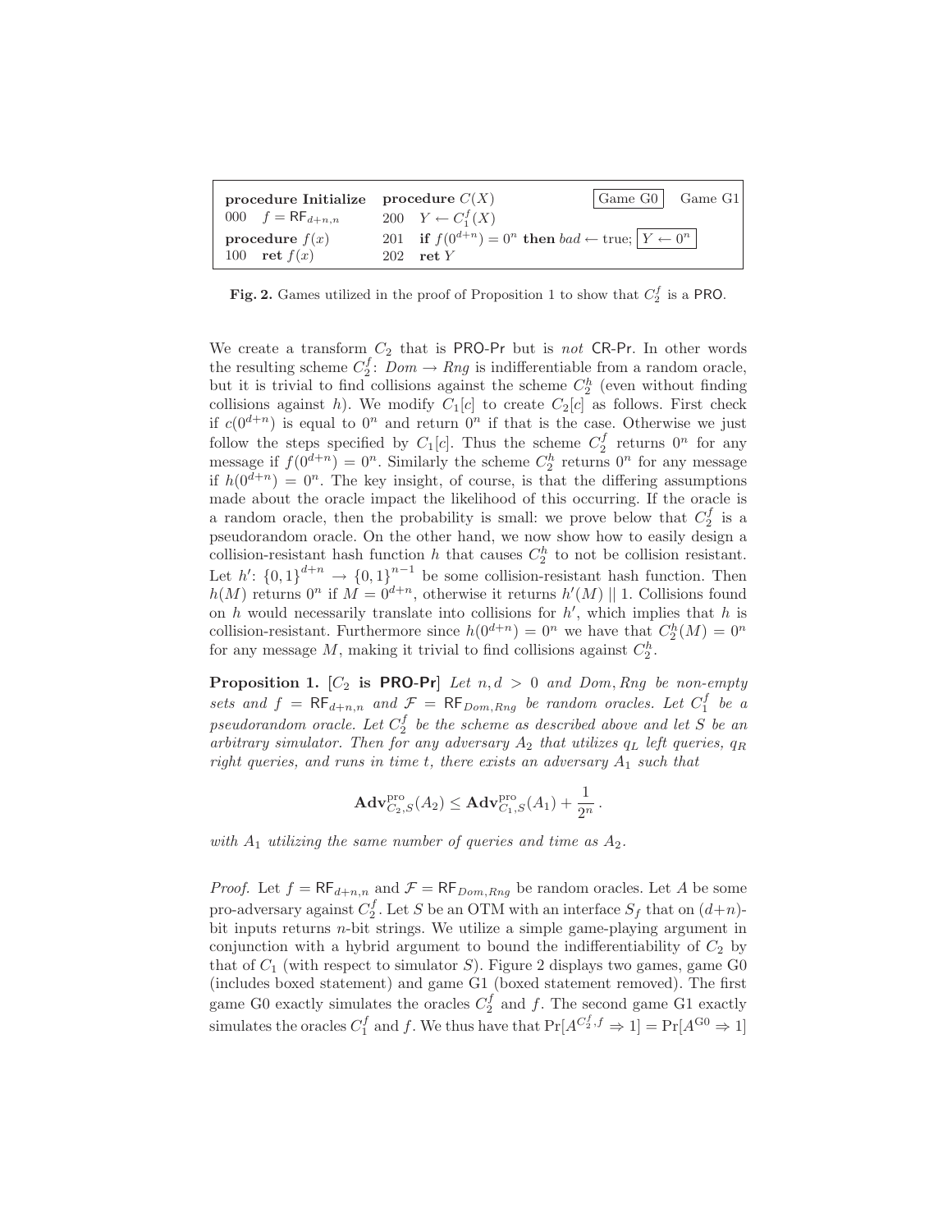| procedure Initialize | procedure $C(X)$ | Game G0 / Game G1 |
|---|---|---|
| 000 $f = \mathsf{RF}_{d+n,n}$ | 200 $Y \leftarrow C_1^f(X)$ | |
| **procedure** $f(x)$ | 201 **if** $f(0^{d+n}) = 0^n$ **then** $bad \leftarrow$ true; $\boxed{Y \leftarrow 0^n}$ | |
| 100 **ret** $f(x)$ | 202 **ret** $Y$ | |

**Fig. 2.** Games utilized in the proof of Proposition 1 to show that $C_2^f$ is a PRO.

We create a transform $C_2$ that is PRO-Pr but is *not* CR-Pr. In other words the resulting scheme $C_2^f$: $Dom \rightarrow Rng$ is indifferentiable from a random oracle, but it is trivial to find collisions against the scheme $C_2^h$ (even without finding collisions against $h$). We modify $C_1[c]$ to create $C_2[c]$ as follows. First check if $c(0^{d+n})$ is equal to $0^n$ and return $0^n$ if that is the case. Otherwise we just follow the steps specified by $C_1[c]$. Thus the scheme $C_2^f$ returns $0^n$ for any message if $f(0^{d+n}) = 0^n$. Similarly the scheme $C_2^h$ returns $0^n$ for any message if $h(0^{d+n}) = 0^n$. The key insight, of course, is that the differing assumptions made about the oracle impact the likelihood of this occurring. If the oracle is a random oracle, then the probability is small: we prove below that $C_2^f$ is a pseudorandom oracle. On the other hand, we now show how to easily design a collision-resistant hash function $h$ that causes $C_2^h$ to not be collision resistant. Let $h'$: $\{0,1\}^{d+n} \rightarrow \{0,1\}^{n-1}$ be some collision-resistant hash function. Then $h(M)$ returns $0^n$ if $M = 0^{d+n}$, otherwise it returns $h'(M) \,||\, 1$. Collisions found on $h$ would necessarily translate into collisions for $h'$, which implies that $h$ is collision-resistant. Furthermore since $h(0^{d+n}) = 0^n$ we have that $C_2^h(M) = 0^n$ for any message $M$, making it trivial to find collisions against $C_2^h$.

**Proposition 1.** [**$C_2$ is PRO-Pr**] *Let $n, d > 0$ and $Dom, Rng$ be non-empty sets and $f = \mathsf{RF}_{d+n,n}$ and $\mathcal{F} = \mathsf{RF}_{Dom,Rng}$ be random oracles. Let $C_1^f$ be a pseudorandom oracle. Let $C_2^f$ be the scheme as described above and let $S$ be an arbitrary simulator. Then for any adversary $A_2$ that utilizes $q_L$ left queries, $q_R$ right queries, and runs in time $t$, there exists an adversary $A_1$ such that*

$$\mathbf{Adv}^{\text{pro}}_{C_2,S}(A_2) \leq \mathbf{Adv}^{\text{pro}}_{C_1,S}(A_1) + \frac{1}{2^n}\,.$$

*with $A_1$ utilizing the same number of queries and time as $A_2$.*

*Proof.* Let $f = \mathsf{RF}_{d+n,n}$ and $\mathcal{F} = \mathsf{RF}_{Dom,Rng}$ be random oracles. Let $A$ be some pro-adversary against $C_2^f$. Let $S$ be an OTM with an interface $S_f$ that on $(d+n)$-bit inputs returns $n$-bit strings. We utilize a simple game-playing argument in conjunction with a hybrid argument to bound the indifferentiability of $C_2$ by that of $C_1$ (with respect to simulator $S$). Figure 2 displays two games, game G0 (includes boxed statement) and game G1 (boxed statement removed). The first game G0 exactly simulates the oracles $C_2^f$ and $f$. The second game G1 exactly simulates the oracles $C_1^f$ and $f$. We thus have that $\Pr[A^{C_2^f,f} \Rightarrow 1] = \Pr[A^{\text{G0}} \Rightarrow 1]$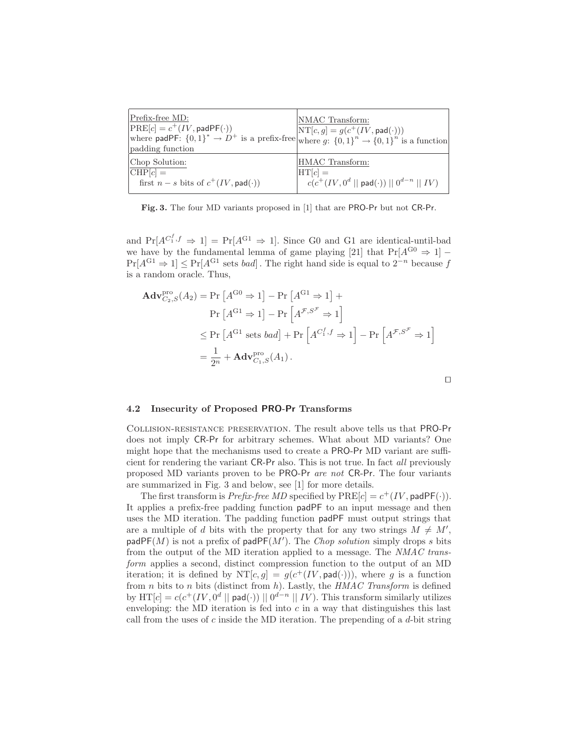| Prefix-free MD: $\text{PRE}[c] = c^+(IV, \mathsf{padPF}(\cdot))$ where $\mathsf{padPF}$: $\{0,1\}^* \to D^+$ is a prefix-free padding function | NMAC Transform: $\text{NT}[c, g] = g(c^+(IV, \mathsf{pad}(\cdot)))$ where $g$: $\{0,1\}^n \to \{0,1\}^n$ is a function |
|---|---|
| Chop Solution: $\text{CHP}[c] =$ first $n - s$ bits of $c^+(IV, \mathsf{pad}(\cdot))$ | HMAC Transform: $\text{HT}[c] =$ $c(c^+(IV, 0^d \mid\mid \mathsf{pad}(\cdot)) \mid\mid 0^{d-n} \mid\mid IV)$ |

**Fig. 3.** The four MD variants proposed in [1] that are PRO-Pr but not CR-Pr.

and $\Pr[A^{C_1^f, f} \Rightarrow 1] = \Pr[A^{\text{G1}} \Rightarrow 1]$. Since G0 and G1 are identical-until-bad we have by the fundamental lemma of game playing [21] that $\Pr[A^{\text{G0}} \Rightarrow 1] - \Pr[A^{\text{G1}} \Rightarrow 1] \leq \Pr[A^{\text{G1}} \text{ sets } bad]$. The right hand side is equal to $2^{-n}$ because $f$ is a random oracle. Thus,

$$
\begin{aligned}
\mathbf{Adv}^{\text{pro}}_{C_2,S}(A_2) &= \Pr\left[A^{\text{G0}} \Rightarrow 1\right] - \Pr\left[A^{\text{G1}} \Rightarrow 1\right] + \\
&\quad \Pr\left[A^{\text{G1}} \Rightarrow 1\right] - \Pr\left[A^{\mathcal{F}, S^{\mathcal{F}}} \Rightarrow 1\right] \\
&\leq \Pr\left[A^{\text{G1}} \text{ sets } bad\right] + \Pr\left[A^{C_1^f, f} \Rightarrow 1\right] - \Pr\left[A^{\mathcal{F}, S^{\mathcal{F}}} \Rightarrow 1\right] \\
&= \frac{1}{2^n} + \mathbf{Adv}^{\text{pro}}_{C_1,S}(A_1)\,.
\end{aligned}
$$

□

### 4.2 Insecurity of Proposed PRO-Pr Transforms

Collision-resistance preservation. The result above tells us that PRO-Pr does not imply CR-Pr for arbitrary schemes. What about MD variants? One might hope that the mechanisms used to create a PRO-Pr MD variant are sufficient for rendering the variant CR-Pr also. This is not true. In fact *all* previously proposed MD variants proven to be PRO-Pr *are not* CR-Pr. The four variants are summarized in Fig. 3 and below, see [1] for more details.

The first transform is *Prefix-free MD* specified by $\text{PRE}[c] = c^+(IV, \mathsf{padPF}(\cdot))$. It applies a prefix-free padding function $\mathsf{padPF}$ to an input message and then uses the MD iteration. The padding function $\mathsf{padPF}$ must output strings that are a multiple of $d$ bits with the property that for any two strings $M \neq M'$, $\mathsf{padPF}(M)$ is not a prefix of $\mathsf{padPF}(M')$. The *Chop solution* simply drops $s$ bits from the output of the MD iteration applied to a message. The *NMAC transform* applies a second, distinct compression function to the output of an MD iteration; it is defined by $\text{NT}[c, g] = g(c^+(IV, \mathsf{pad}(\cdot)))$, where $g$ is a function from $n$ bits to $n$ bits (distinct from $h$). Lastly, the *HMAC Transform* is defined by $\text{HT}[c] = c(c^+(IV, 0^d \mid\mid \mathsf{pad}(\cdot)) \mid\mid 0^{d-n} \mid\mid IV)$. This transform similarly utilizes enveloping: the MD iteration is fed into $c$ in a way that distinguishes this last call from the uses of $c$ inside the MD iteration. The prepending of a $d$-bit string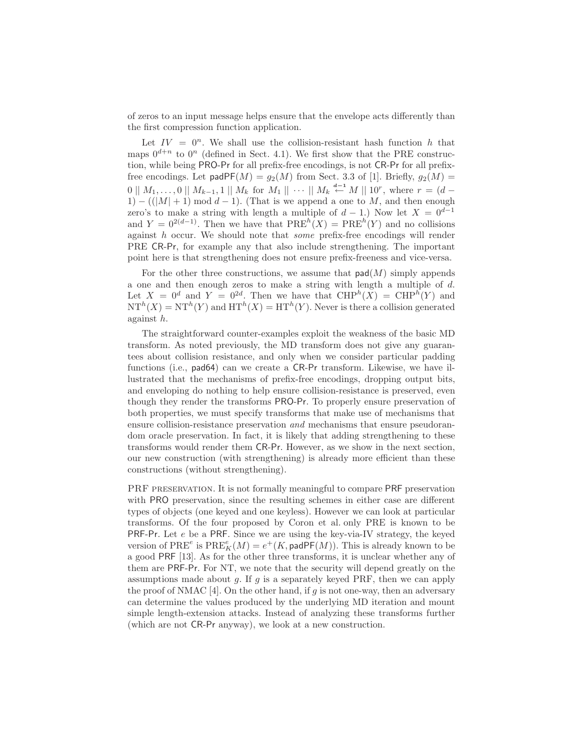of zeros to an input message helps ensure that the envelope acts differently than the first compression function application.

Let $IV = 0^n$. We shall use the collision-resistant hash function $h$ that maps $0^{d+n}$ to $0^n$ (defined in Sect. 4.1). We first show that the PRE construction, while being PRO-Pr for all prefix-free encodings, is not CR-Pr for all prefix-free encodings. Let $\mathsf{padPF}(M) = g_2(M)$ from Sect. 3.3 of [1]. Briefly, $g_2(M) = 0 \,||\, M_1, \ldots, 0 \,||\, M_{k-1}, 1 \,||\, M_k$ for $M_1 \,||\, \cdots \,||\, M_k \stackrel{d-1}{\leftarrow} M \,||\, 10^r$, where $r = (d-1) - ((|M|+1) \bmod d-1)$. (That is we append a one to $M$, and then enough zero's to make a string with length a multiple of $d-1$.) Now let $X = 0^{d-1}$ and $Y = 0^{2(d-1)}$. Then we have that $\mathrm{PRE}^h(X) = \mathrm{PRE}^h(Y)$ and no collisions against $h$ occur. We should note that *some* prefix-free encodings will render PRE CR-Pr, for example any that also include strengthening. The important point here is that strengthening does not ensure prefix-freeness and vice-versa.

For the other three constructions, we assume that $\mathsf{pad}(M)$ simply appends a one and then enough zeros to make a string with length a multiple of $d$. Let $X = 0^d$ and $Y = 0^{2d}$. Then we have that $\mathrm{CHP}^h(X) = \mathrm{CHP}^h(Y)$ and $\mathrm{NT}^h(X) = \mathrm{NT}^h(Y)$ and $\mathrm{HT}^h(X) = \mathrm{HT}^h(Y)$. Never is there a collision generated against $h$.

The straightforward counter-examples exploit the weakness of the basic MD transform. As noted previously, the MD transform does not give any guarantees about collision resistance, and only when we consider particular padding functions (i.e., pad64) can we create a CR-Pr transform. Likewise, we have illustrated that the mechanisms of prefix-free encodings, dropping output bits, and enveloping do nothing to help ensure collision-resistance is preserved, even though they render the transforms PRO-Pr. To properly ensure preservation of both properties, we must specify transforms that make use of mechanisms that ensure collision-resistance preservation *and* mechanisms that ensure pseudorandom oracle preservation. In fact, it is likely that adding strengthening to these transforms would render them CR-Pr. However, as we show in the next section, our new construction (with strengthening) is already more efficient than these constructions (without strengthening).

PRF PRESERVATION. It is not formally meaningful to compare PRF preservation with PRO preservation, since the resulting schemes in either case are different types of objects (one keyed and one keyless). However we can look at particular transforms. Of the four proposed by Coron et al. only PRE is known to be PRF-Pr. Let $e$ be a PRF. Since we are using the key-via-IV strategy, the keyed version of $\mathrm{PRE}^e$ is $\mathrm{PRE}^e_K(M) = e^+(K, \mathsf{padPF}(M))$. This is already known to be a good PRF [13]. As for the other three transforms, it is unclear whether any of them are PRF-Pr. For NT, we note that the security will depend greatly on the assumptions made about $g$. If $g$ is a separately keyed PRF, then we can apply the proof of NMAC [4]. On the other hand, if $g$ is not one-way, then an adversary can determine the values produced by the underlying MD iteration and mount simple length-extension attacks. Instead of analyzing these transforms further (which are not CR-Pr anyway), we look at a new construction.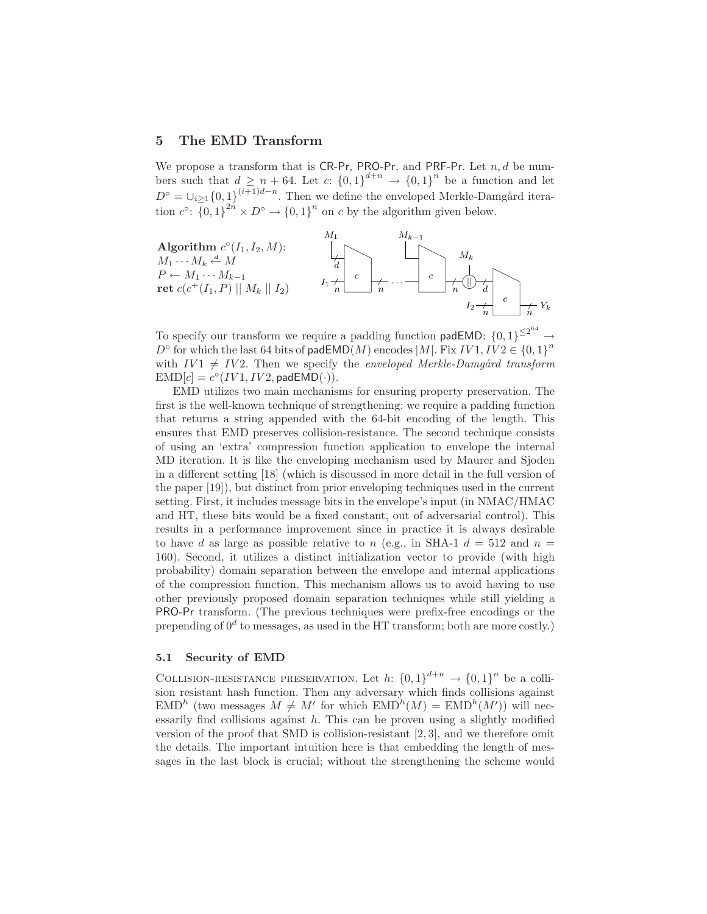## 5 The EMD Transform

We propose a transform that is CR-Pr, PRO-Pr, and PRF-Pr. Let $n, d$ be numbers such that $d \geq n + 64$. Let $c$: $\{0,1\}^{d+n} \rightarrow \{0,1\}^n$ be a function and let $D^\circ = \cup_{i \geq 1} \{0,1\}^{(i+1)d-n}$. Then we define the enveloped Merkle-Damgård iteration $c^\circ$: $\{0,1\}^{2n} \times D^\circ \rightarrow \{0,1\}^n$ on $c$ by the algorithm given below.

**Algorithm** $c^\circ(I_1, I_2, M)$:
$M_1 \cdots M_k \stackrel{d}{\leftarrow} M$
$P \leftarrow M_1 \cdots M_{k-1}$
**ret** $c(c^+(I_1, P) \,||\, M_k \,||\, I_2)$

To specify our transform we require a padding function padEMD: $\{0,1\}^{\leq 2^{64}} \rightarrow D^\circ$ for which the last 64 bits of padEMD$(M)$ encodes $|M|$. Fix $IV1, IV2 \in \{0,1\}^n$ with $IV1 \neq IV2$. Then we specify the *enveloped Merkle-Damgård transform* $\text{EMD}[c] = c^\circ(IV1, IV2, \text{padEMD}(\cdot))$.

EMD utilizes two main mechanisms for ensuring property preservation. The first is the well-known technique of strengthening: we require a padding function that returns a string appended with the 64-bit encoding of the length. This ensures that EMD preserves collision-resistance. The second technique consists of using an 'extra' compression function application to envelope the internal MD iteration. It is like the enveloping mechanism used by Maurer and Sjoden in a different setting [18] (which is discussed in more detail in the full version of the paper [19]), but distinct from prior enveloping techniques used in the current setting. First, it includes message bits in the envelope's input (in NMAC/HMAC and HT, these bits would be a fixed constant, out of adversarial control). This results in a performance improvement since in practice it is always desirable to have $d$ as large as possible relative to $n$ (e.g., in SHA-1 $d = 512$ and $n = 160$). Second, it utilizes a distinct initialization vector to provide (with high probability) domain separation between the envelope and internal applications of the compression function. This mechanism allows us to avoid having to use other previously proposed domain separation techniques while still yielding a PRO-Pr transform. (The previous techniques were prefix-free encodings or the prepending of $0^d$ to messages, as used in the HT transform; both are more costly.)

### 5.1 Security of EMD

COLLISION-RESISTANCE PRESERVATION. Let $h$: $\{0,1\}^{d+n} \rightarrow \{0,1\}^n$ be a collision resistant hash function. Then any adversary which finds collisions against $\text{EMD}^h$ (two messages $M \neq M'$ for which $\text{EMD}^h(M) = \text{EMD}^h(M')$) will necessarily find collisions against $h$. This can be proven using a slightly modified version of the proof that SMD is collision-resistant [2, 3], and we therefore omit the details. The important intuition here is that embedding the length of messages in the last block is crucial; without the strengthening the scheme would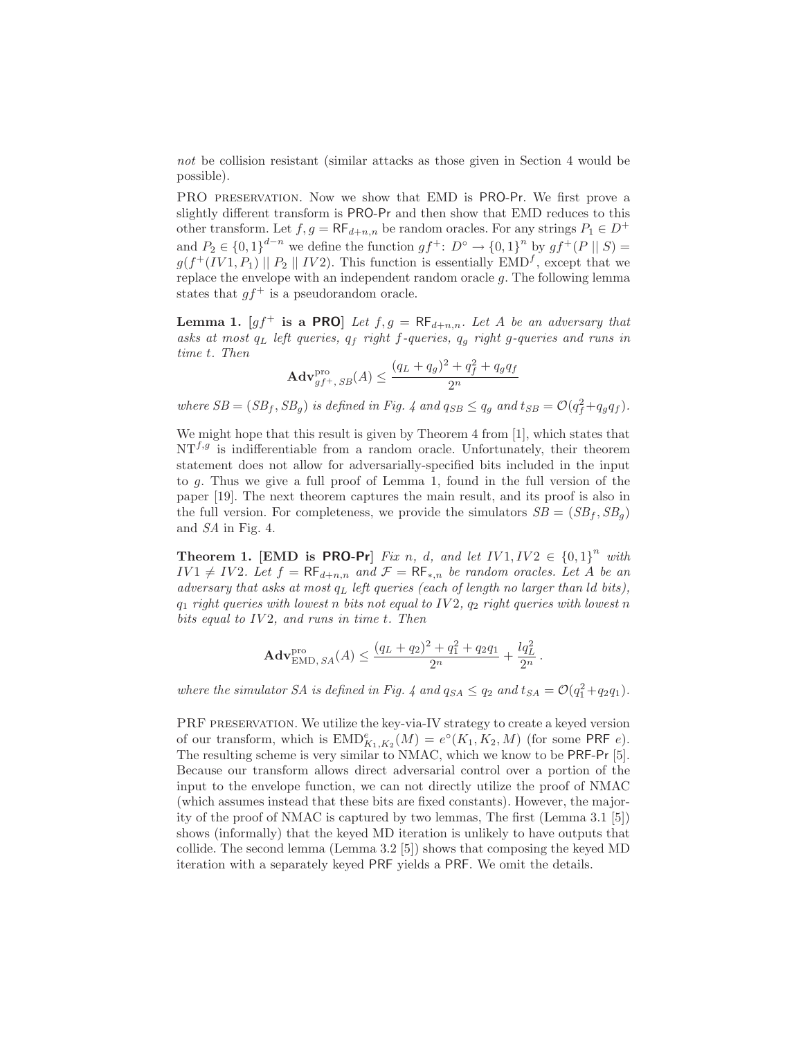*not* be collision resistant (similar attacks as those given in Section 4 would be possible).

PRO PRESERVATION. Now we show that EMD is PRO-Pr. We first prove a slightly different transform is PRO-Pr and then show that EMD reduces to this other transform. Let $f, g = \mathsf{RF}_{d+n,n}$ be random oracles. For any strings $P_1 \in D^+$ and $P_2 \in \{0,1\}^{d-n}$ we define the function $gf^+ \colon D^\circ \to \{0,1\}^n$ by $gf^+(P \mid\mid S) = g(f^+(IV1, P_1) \mid\mid P_2 \mid\mid IV2)$. This function is essentially $\text{EMD}^f$, except that we replace the envelope with an independent random oracle $g$. The following lemma states that $gf^+$ is a pseudorandom oracle.

**Lemma 1.** **[$gf^+$ is a PRO]** *Let $f, g = \mathsf{RF}_{d+n,n}$. Let $A$ be an adversary that asks at most $q_L$ left queries, $q_f$ right $f$-queries, $q_g$ right $g$-queries and runs in time $t$. Then*

$$\mathbf{Adv}^{\text{pro}}_{gf^+,\,SB}(A) \leq \frac{(q_L + q_g)^2 + q_f^2 + q_g q_f}{2^n}$$

*where $SB = (SB_f, SB_g)$ is defined in Fig. 4 and $q_{SB} \leq q_g$ and $t_{SB} = \mathcal{O}(q_f^2 + q_g q_f)$.*

We might hope that this result is given by Theorem 4 from [1], which states that $\text{NT}^{f,g}$ is indifferentiable from a random oracle. Unfortunately, their theorem statement does not allow for adversarially-specified bits included in the input to $g$. Thus we give a full proof of Lemma 1, found in the full version of the paper [19]. The next theorem captures the main result, and its proof is also in the full version. For completeness, we provide the simulators $SB = (SB_f, SB_g)$ and $SA$ in Fig. 4.

**Theorem 1.** **[EMD is PRO-Pr]** *Fix $n$, $d$, and let $IV1, IV2 \in \{0,1\}^n$ with $IV1 \neq IV2$. Let $f = \mathsf{RF}_{d+n,n}$ and $\mathcal{F} = \mathsf{RF}_{*,n}$ be random oracles. Let $A$ be an adversary that asks at most $q_L$ left queries (each of length no larger than $ld$ bits), $q_1$ right queries with lowest $n$ bits not equal to $IV2$, $q_2$ right queries with lowest $n$ bits equal to $IV2$, and runs in time $t$. Then*

$$\mathbf{Adv}^{\text{pro}}_{\text{EMD},\,SA}(A) \leq \frac{(q_L + q_2)^2 + q_1^2 + q_2 q_1}{2^n} + \frac{l q_L^2}{2^n}\,.$$

*where the simulator $SA$ is defined in Fig. 4 and $q_{SA} \leq q_2$ and $t_{SA} = \mathcal{O}(q_1^2 + q_2 q_1)$.*

PRF PRESERVATION. We utilize the key-via-IV strategy to create a keyed version of our transform, which is $\text{EMD}^e_{K_1,K_2}(M) = e^\circ(K_1, K_2, M)$ (for some PRF $e$). The resulting scheme is very similar to NMAC, which we know to be PRF-Pr [5]. Because our transform allows direct adversarial control over a portion of the input to the envelope function, we can not directly utilize the proof of NMAC (which assumes instead that these bits are fixed constants). However, the majority of the proof of NMAC is captured by two lemmas, The first (Lemma 3.1 [5]) shows (informally) that the keyed MD iteration is unlikely to have outputs that collide. The second lemma (Lemma 3.2 [5]) shows that composing the keyed MD iteration with a separately keyed PRF yields a PRF. We omit the details.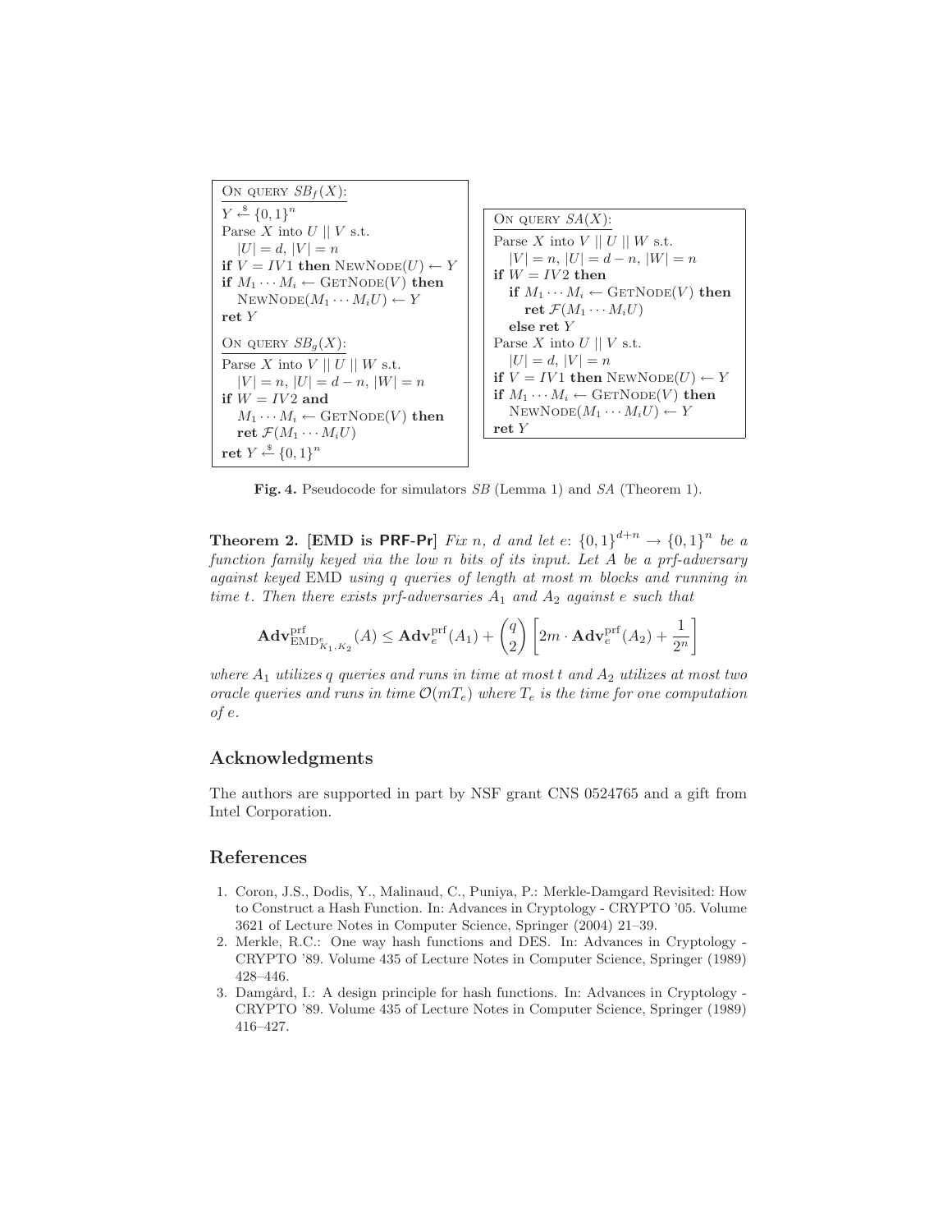```
On query SB_f(X):
Y ←$ {0,1}^n
Parse X into U || V s.t.
  |U| = d, |V| = n
if V = IV1 then NewNode(U) ← Y
if M_1 ··· M_i ← GetNode(V) then
  NewNode(M_1 ··· M_i U) ← Y
ret Y

On query SB_g(X):
Parse X into V || U || W s.t.
  |V| = n, |U| = d − n, |W| = n
if W = IV2 and
  M_1 ··· M_i ← GetNode(V) then
  ret F(M_1 ··· M_i U)
ret Y ←$ {0,1}^n
```

```
On query SA(X):
Parse X into V || U || W s.t.
  |V| = n, |U| = d − n, |W| = n
if W = IV2 then
  if M_1 ··· M_i ← GetNode(V) then
    ret F(M_1 ··· M_i U)
  else ret Y
Parse X into U || V s.t.
  |U| = d, |V| = n
if V = IV1 then NewNode(U) ← Y
if M_1 ··· M_i ← GetNode(V) then
  NewNode(M_1 ··· M_i U) ← Y
ret Y
```

**Fig. 4.** Pseudocode for simulators $SB$ (Lemma 1) and $SA$ (Theorem 1).

**Theorem 2. [EMD is PRF-Pr]** *Fix $n$, $d$ and let $e\colon \{0,1\}^{d+n} \rightarrow \{0,1\}^n$ be a function family keyed via the low $n$ bits of its input. Let $A$ be a prf-adversary against keyed* EMD *using $q$ queries of length at most $m$ blocks and running in time $t$. Then there exists prf-adversaries $A_1$ and $A_2$ against $e$ such that*

$$\mathbf{Adv}^{\mathrm{prf}}_{\mathrm{EMD}^{e}_{K_1,K_2}}(A) \leq \mathbf{Adv}^{\mathrm{prf}}_{e}(A_1) + \binom{q}{2}\left[2m \cdot \mathbf{Adv}^{\mathrm{prf}}_{e}(A_2) + \frac{1}{2^n}\right]$$

*where $A_1$ utilizes $q$ queries and runs in time at most $t$ and $A_2$ utilizes at most two oracle queries and runs in time $\mathcal{O}(mT_e)$ where $T_e$ is the time for one computation of $e$.*

## Acknowledgments

The authors are supported in part by NSF grant CNS 0524765 and a gift from Intel Corporation.

## References

1. Coron, J.S., Dodis, Y., Malinaud, C., Puniya, P.: Merkle-Damgard Revisited: How to Construct a Hash Function. In: Advances in Cryptology - CRYPTO '05. Volume 3621 of Lecture Notes in Computer Science, Springer (2004) 21–39.
2. Merkle, R.C.: One way hash functions and DES. In: Advances in Cryptology - CRYPTO '89. Volume 435 of Lecture Notes in Computer Science, Springer (1989) 428–446.
3. Damgård, I.: A design principle for hash functions. In: Advances in Cryptology - CRYPTO '89. Volume 435 of Lecture Notes in Computer Science, Springer (1989) 416–427.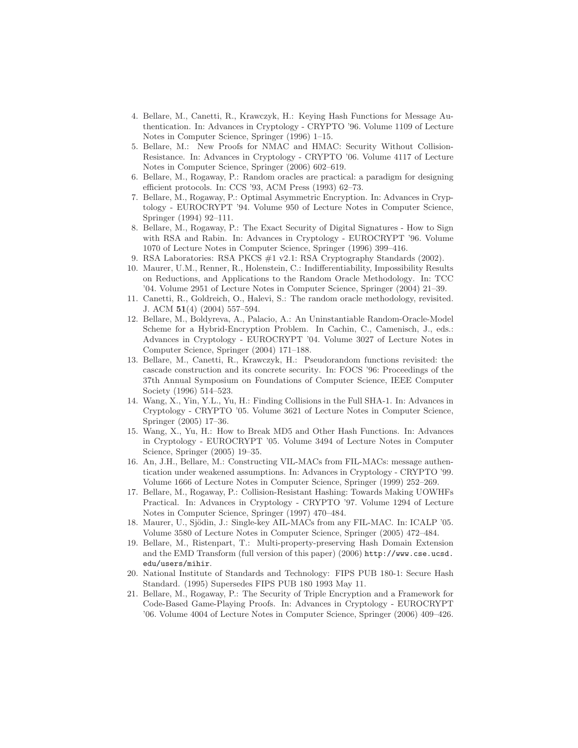4. Bellare, M., Canetti, R., Krawczyk, H.: Keying Hash Functions for Message Authentication. In: Advances in Cryptology - CRYPTO '96. Volume 1109 of Lecture Notes in Computer Science, Springer (1996) 1–15.
5. Bellare, M.: New Proofs for NMAC and HMAC: Security Without Collision-Resistance. In: Advances in Cryptology - CRYPTO '06. Volume 4117 of Lecture Notes in Computer Science, Springer (2006) 602–619.
6. Bellare, M., Rogaway, P.: Random oracles are practical: a paradigm for designing efficient protocols. In: CCS '93, ACM Press (1993) 62–73.
7. Bellare, M., Rogaway, P.: Optimal Asymmetric Encryption. In: Advances in Cryptology - EUROCRYPT '94. Volume 950 of Lecture Notes in Computer Science, Springer (1994) 92–111.
8. Bellare, M., Rogaway, P.: The Exact Security of Digital Signatures - How to Sign with RSA and Rabin. In: Advances in Cryptology - EUROCRYPT '96. Volume 1070 of Lecture Notes in Computer Science, Springer (1996) 399–416.
9. RSA Laboratories: RSA PKCS #1 v2.1: RSA Cryptography Standards (2002).
10. Maurer, U.M., Renner, R., Holenstein, C.: Indifferentiability, Impossibility Results on Reductions, and Applications to the Random Oracle Methodology. In: TCC '04. Volume 2951 of Lecture Notes in Computer Science, Springer (2004) 21–39.
11. Canetti, R., Goldreich, O., Halevi, S.: The random oracle methodology, revisited. J. ACM **51**(4) (2004) 557–594.
12. Bellare, M., Boldyreva, A., Palacio, A.: An Uninstantiable Random-Oracle-Model Scheme for a Hybrid-Encryption Problem. In Cachin, C., Camenisch, J., eds.: Advances in Cryptology - EUROCRYPT '04. Volume 3027 of Lecture Notes in Computer Science, Springer (2004) 171–188.
13. Bellare, M., Canetti, R., Krawczyk, H.: Pseudorandom functions revisited: the cascade construction and its concrete security. In: FOCS '96: Proceedings of the 37th Annual Symposium on Foundations of Computer Science, IEEE Computer Society (1996) 514–523.
14. Wang, X., Yin, Y.L., Yu, H.: Finding Collisions in the Full SHA-1. In: Advances in Cryptology - CRYPTO '05. Volume 3621 of Lecture Notes in Computer Science, Springer (2005) 17–36.
15. Wang, X., Yu, H.: How to Break MD5 and Other Hash Functions. In: Advances in Cryptology - EUROCRYPT '05. Volume 3494 of Lecture Notes in Computer Science, Springer (2005) 19–35.
16. An, J.H., Bellare, M.: Constructing VIL-MACs from FIL-MACs: message authentication under weakened assumptions. In: Advances in Cryptology - CRYPTO '99. Volume 1666 of Lecture Notes in Computer Science, Springer (1999) 252–269.
17. Bellare, M., Rogaway, P.: Collision-Resistant Hashing: Towards Making UOWHFs Practical. In: Advances in Cryptology - CRYPTO '97. Volume 1294 of Lecture Notes in Computer Science, Springer (1997) 470–484.
18. Maurer, U., Sjödin, J.: Single-key AIL-MACs from any FIL-MAC. In: ICALP '05. Volume 3580 of Lecture Notes in Computer Science, Springer (2005) 472–484.
19. Bellare, M., Ristenpart, T.: Multi-property-preserving Hash Domain Extension and the EMD Transform (full version of this paper) (2006) `http://www.cse.ucsd.edu/users/mihir`.
20. National Institute of Standards and Technology: FIPS PUB 180-1: Secure Hash Standard. (1995) Supersedes FIPS PUB 180 1993 May 11.
21. Bellare, M., Rogaway, P.: The Security of Triple Encryption and a Framework for Code-Based Game-Playing Proofs. In: Advances in Cryptology - EUROCRYPT '06. Volume 4004 of Lecture Notes in Computer Science, Springer (2006) 409–426.